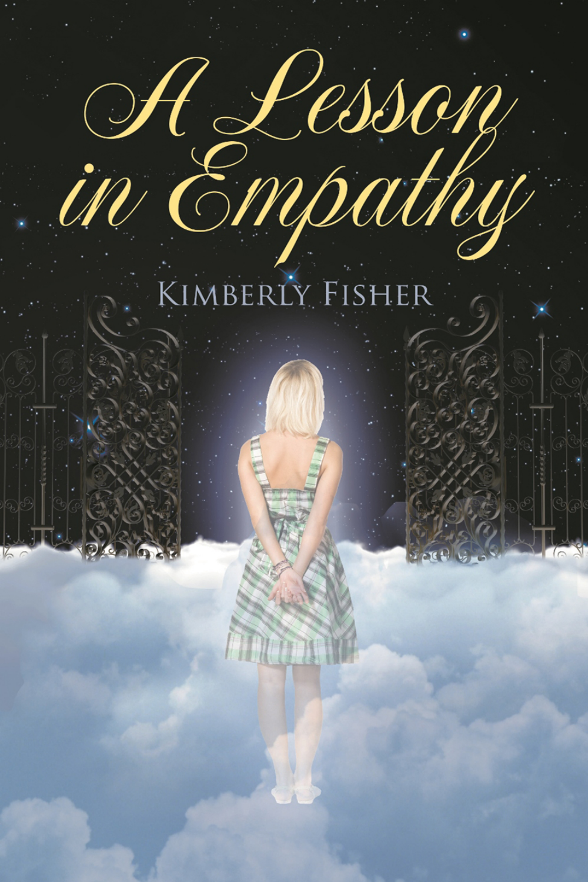# A Lesson in Empathy

Kimberly Fisher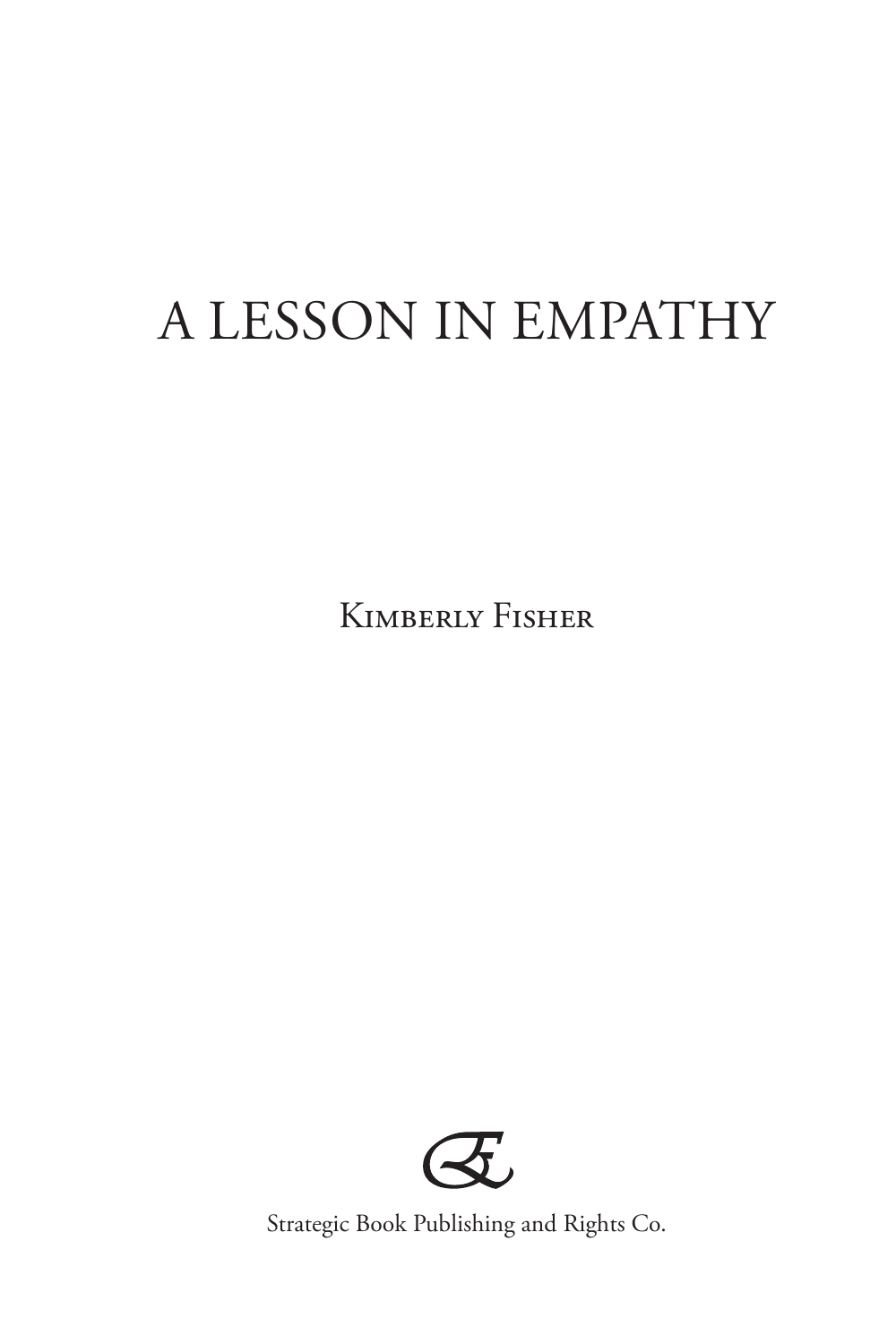# A LESSON IN EMPATHY

Kimberly Fisher

Strategic Book Publishing and Rights Co.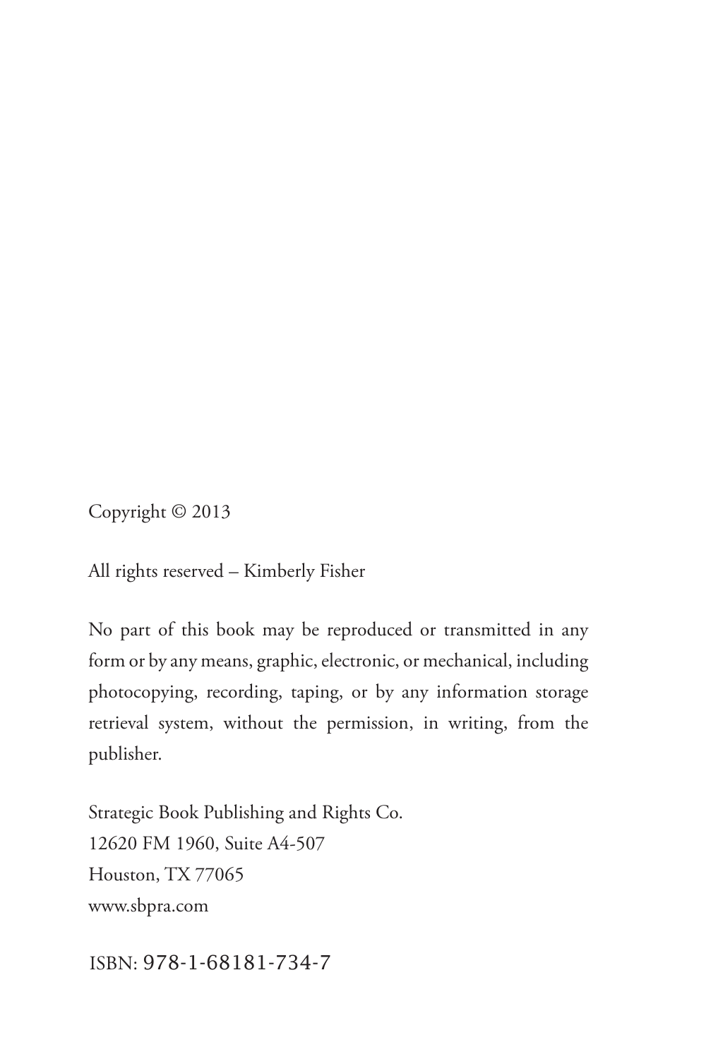Copyright © 2013

All rights reserved – Kimberly Fisher

No part of this book may be reproduced or transmitted in any form or by any means, graphic, electronic, or mechanical, including photocopying, recording, taping, or by any information storage retrieval system, without the permission, in writing, from the publisher.

Strategic Book Publishing and Rights Co.  
12620 FM 1960, Suite A4-507  
Houston, TX 77065  
www.sbpra.com

ISBN: 978-1-68181-734-7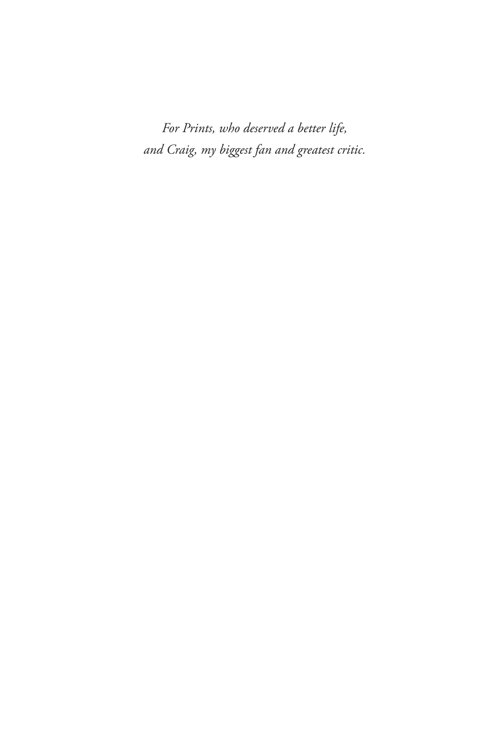*For Prints, who deserved a better life,*
*and Craig, my biggest fan and greatest critic.*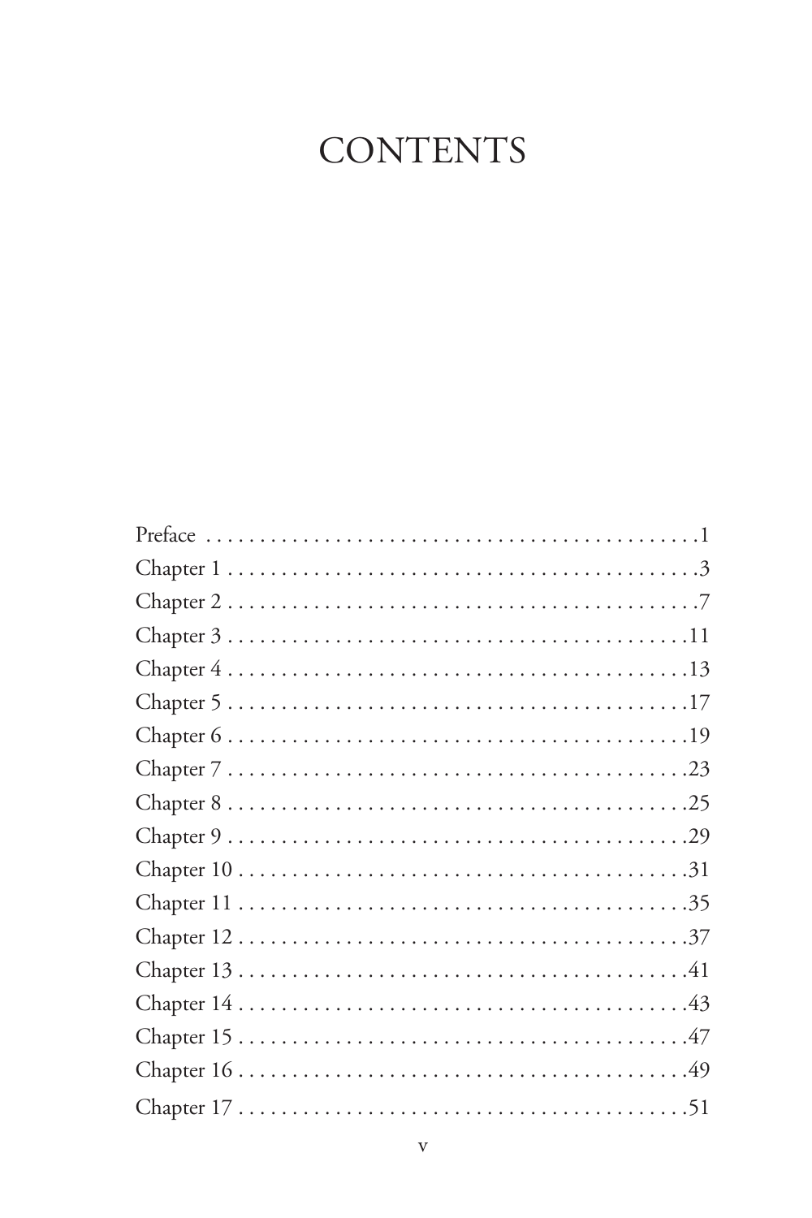# CONTENTS

Preface . . . . . . . . . . . . . . . . . . . . . . . . . . . . . . . . . . . . . . . . . . . . . .1
Chapter 1 . . . . . . . . . . . . . . . . . . . . . . . . . . . . . . . . . . . . . . . . . . . . .3
Chapter 2 . . . . . . . . . . . . . . . . . . . . . . . . . . . . . . . . . . . . . . . . . . . . .7
Chapter 3 . . . . . . . . . . . . . . . . . . . . . . . . . . . . . . . . . . . . . . . . . . . .11
Chapter 4 . . . . . . . . . . . . . . . . . . . . . . . . . . . . . . . . . . . . . . . . . . . .13
Chapter 5 . . . . . . . . . . . . . . . . . . . . . . . . . . . . . . . . . . . . . . . . . . . .17
Chapter 6 . . . . . . . . . . . . . . . . . . . . . . . . . . . . . . . . . . . . . . . . . . . .19
Chapter 7 . . . . . . . . . . . . . . . . . . . . . . . . . . . . . . . . . . . . . . . . . . . .23
Chapter 8 . . . . . . . . . . . . . . . . . . . . . . . . . . . . . . . . . . . . . . . . . . . .25
Chapter 9 . . . . . . . . . . . . . . . . . . . . . . . . . . . . . . . . . . . . . . . . . . . .29
Chapter 10 . . . . . . . . . . . . . . . . . . . . . . . . . . . . . . . . . . . . . . . . . . .31
Chapter 11 . . . . . . . . . . . . . . . . . . . . . . . . . . . . . . . . . . . . . . . . . . .35
Chapter 12 . . . . . . . . . . . . . . . . . . . . . . . . . . . . . . . . . . . . . . . . . . .37
Chapter 13 . . . . . . . . . . . . . . . . . . . . . . . . . . . . . . . . . . . . . . . . . . .41
Chapter 14 . . . . . . . . . . . . . . . . . . . . . . . . . . . . . . . . . . . . . . . . . . .43
Chapter 15 . . . . . . . . . . . . . . . . . . . . . . . . . . . . . . . . . . . . . . . . . . .47
Chapter 16 . . . . . . . . . . . . . . . . . . . . . . . . . . . . . . . . . . . . . . . . . . .49
Chapter 17 . . . . . . . . . . . . . . . . . . . . . . . . . . . . . . . . . . . . . . . . . . .51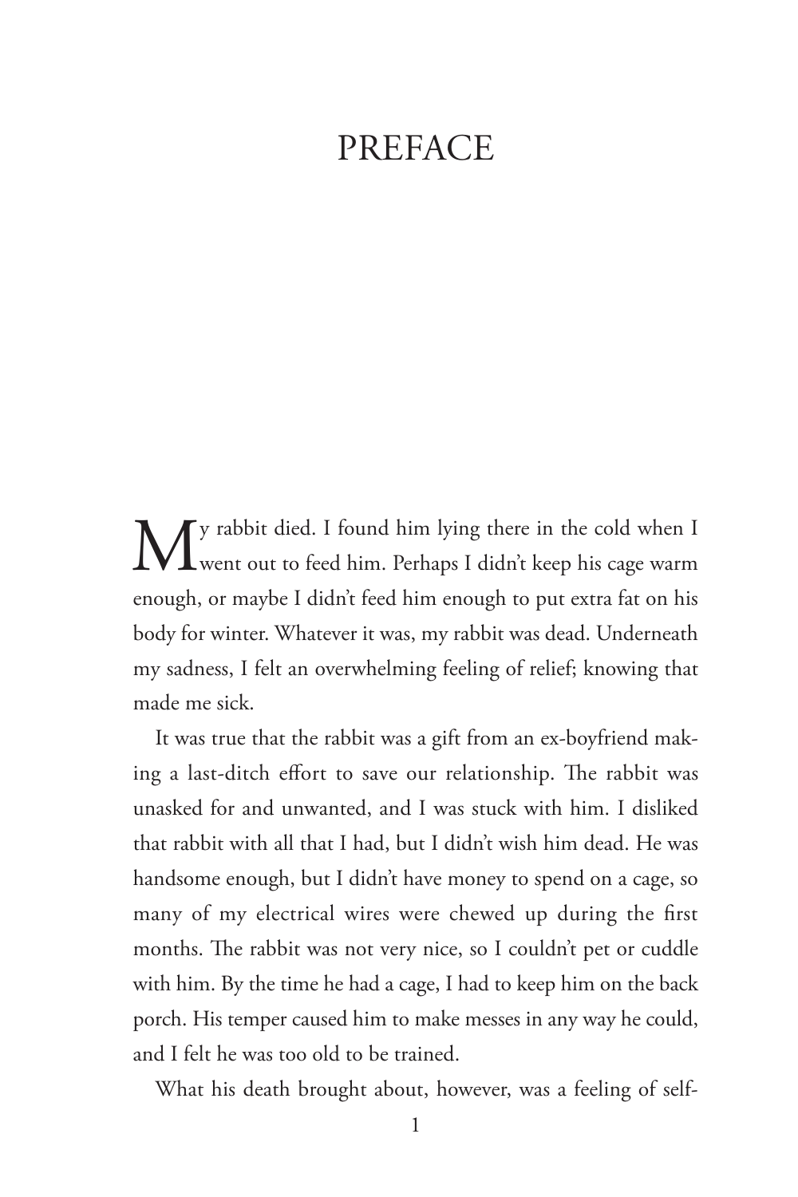# PREFACE

My rabbit died. I found him lying there in the cold when I went out to feed him. Perhaps I didn't keep his cage warm enough, or maybe I didn't feed him enough to put extra fat on his body for winter. Whatever it was, my rabbit was dead. Underneath my sadness, I felt an overwhelming feeling of relief; knowing that made me sick.

It was true that the rabbit was a gift from an ex-boyfriend making a last-ditch effort to save our relationship. The rabbit was unasked for and unwanted, and I was stuck with him. I disliked that rabbit with all that I had, but I didn't wish him dead. He was handsome enough, but I didn't have money to spend on a cage, so many of my electrical wires were chewed up during the first months. The rabbit was not very nice, so I couldn't pet or cuddle with him. By the time he had a cage, I had to keep him on the back porch. His temper caused him to make messes in any way he could, and I felt he was too old to be trained.

What his death brought about, however, was a feeling of self-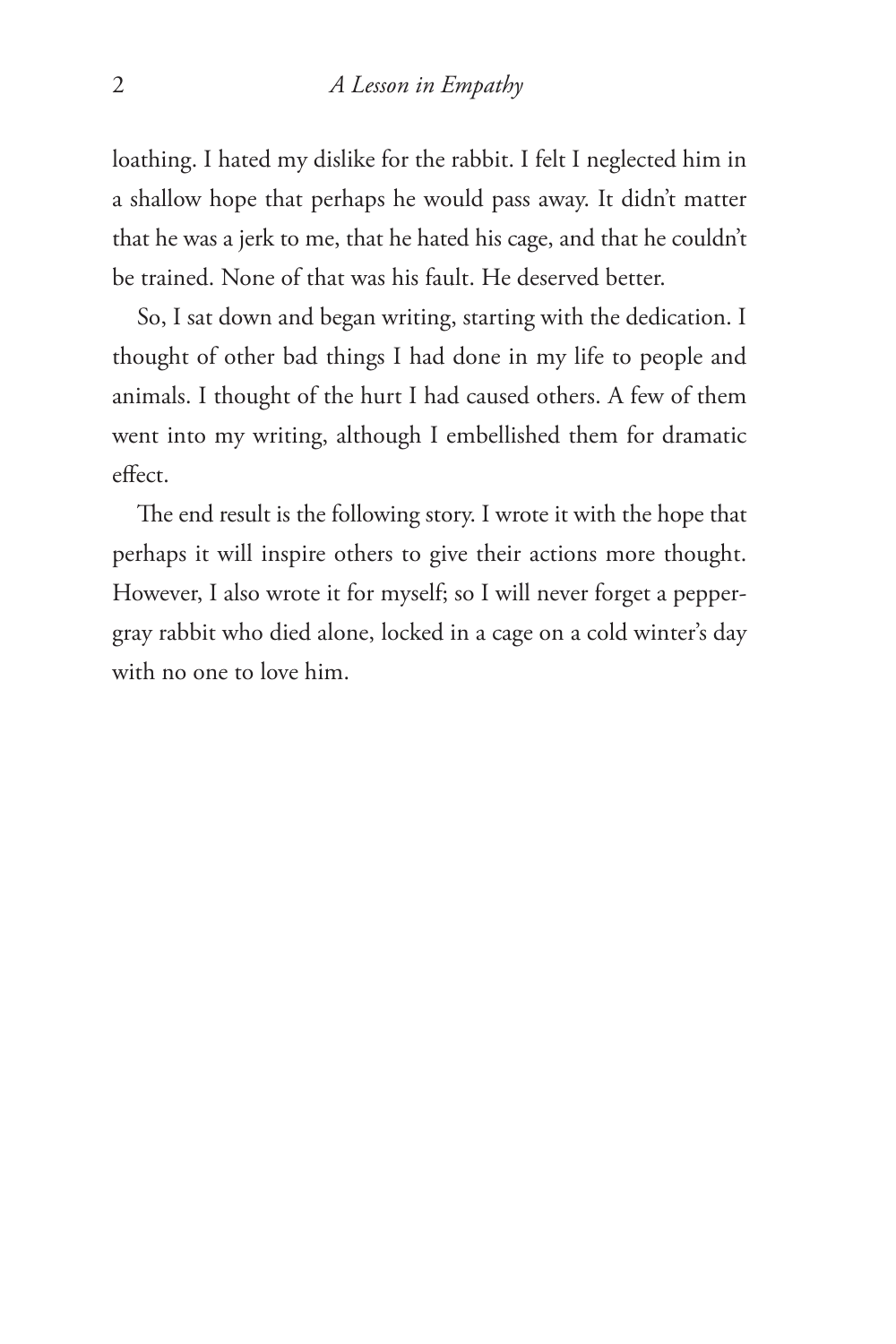loathing. I hated my dislike for the rabbit. I felt I neglected him in a shallow hope that perhaps he would pass away. It didn't matter that he was a jerk to me, that he hated his cage, and that he couldn't be trained. None of that was his fault. He deserved better.

So, I sat down and began writing, starting with the dedication. I thought of other bad things I had done in my life to people and animals. I thought of the hurt I had caused others. A few of them went into my writing, although I embellished them for dramatic effect.

The end result is the following story. I wrote it with the hope that perhaps it will inspire others to give their actions more thought. However, I also wrote it for myself; so I will never forget a pepper-gray rabbit who died alone, locked in a cage on a cold winter's day with no one to love him.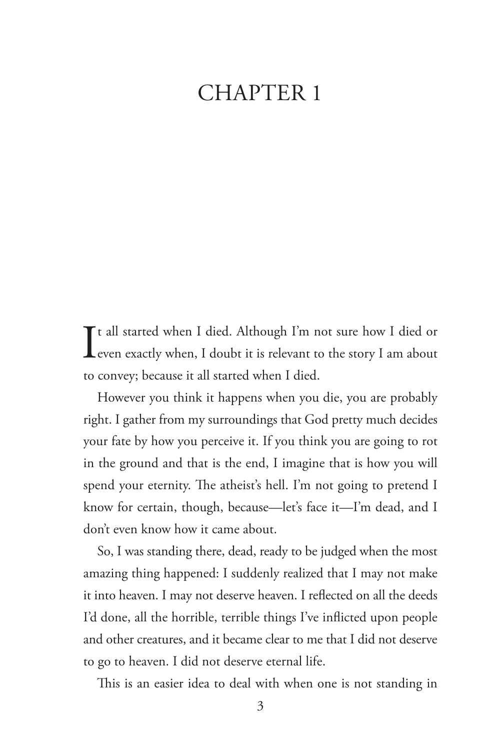# CHAPTER 1

It all started when I died. Although I'm not sure how I died or even exactly when, I doubt it is relevant to the story I am about to convey; because it all started when I died.

However you think it happens when you die, you are probably right. I gather from my surroundings that God pretty much decides your fate by how you perceive it. If you think you are going to rot in the ground and that is the end, I imagine that is how you will spend your eternity. The atheist's hell. I'm not going to pretend I know for certain, though, because—let's face it—I'm dead, and I don't even know how it came about.

So, I was standing there, dead, ready to be judged when the most amazing thing happened: I suddenly realized that I may not make it into heaven. I may not deserve heaven. I reflected on all the deeds I'd done, all the horrible, terrible things I've inflicted upon people and other creatures, and it became clear to me that I did not deserve to go to heaven. I did not deserve eternal life.

This is an easier idea to deal with when one is not standing in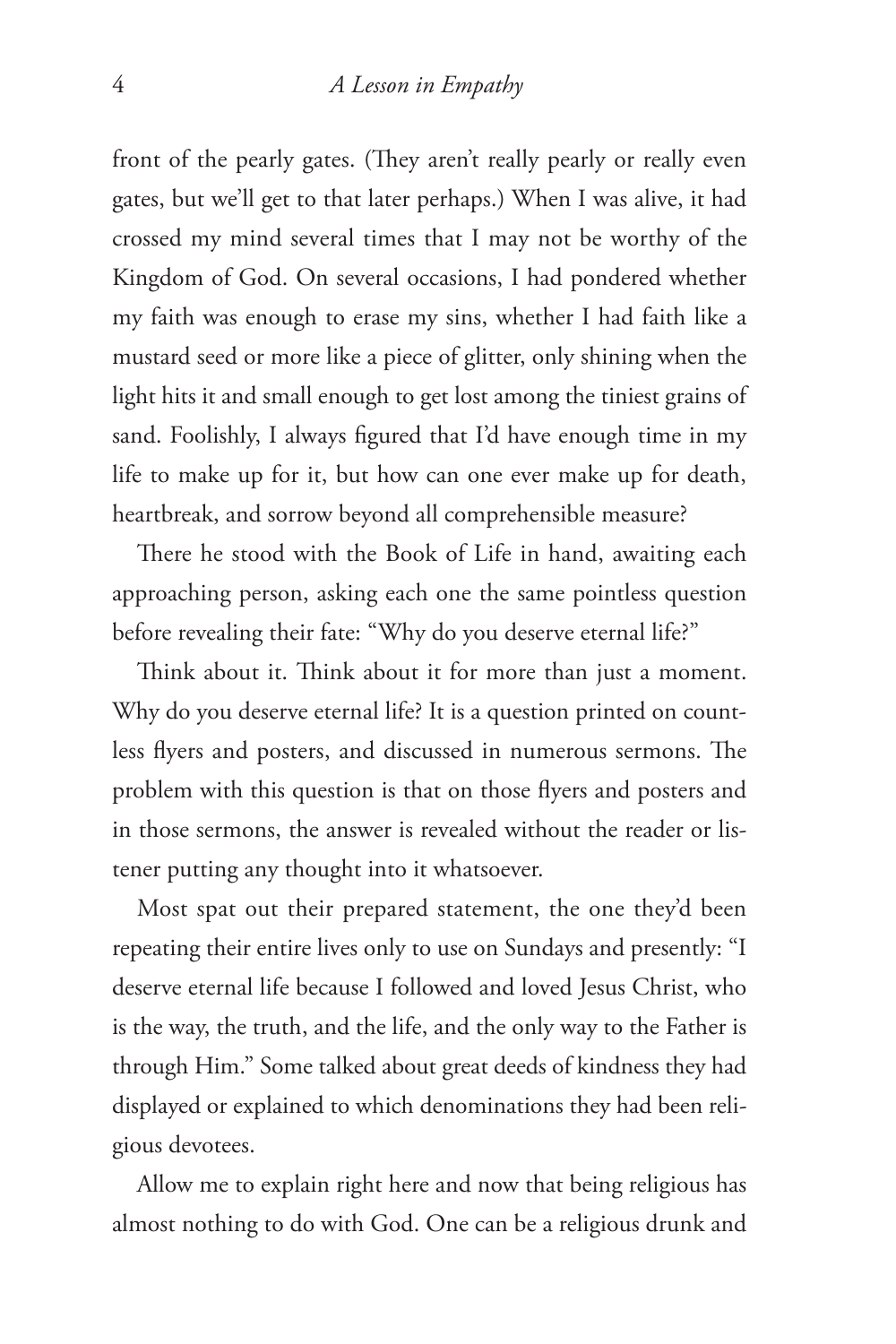front of the pearly gates. (They aren't really pearly or really even gates, but we'll get to that later perhaps.) When I was alive, it had crossed my mind several times that I may not be worthy of the Kingdom of God. On several occasions, I had pondered whether my faith was enough to erase my sins, whether I had faith like a mustard seed or more like a piece of glitter, only shining when the light hits it and small enough to get lost among the tiniest grains of sand. Foolishly, I always figured that I'd have enough time in my life to make up for it, but how can one ever make up for death, heartbreak, and sorrow beyond all comprehensible measure?

There he stood with the Book of Life in hand, awaiting each approaching person, asking each one the same pointless question before revealing their fate: "Why do you deserve eternal life?"

Think about it. Think about it for more than just a moment. Why do you deserve eternal life? It is a question printed on countless flyers and posters, and discussed in numerous sermons. The problem with this question is that on those flyers and posters and in those sermons, the answer is revealed without the reader or listener putting any thought into it whatsoever.

Most spat out their prepared statement, the one they'd been repeating their entire lives only to use on Sundays and presently: "I deserve eternal life because I followed and loved Jesus Christ, who is the way, the truth, and the life, and the only way to the Father is through Him." Some talked about great deeds of kindness they had displayed or explained to which denominations they had been religious devotees.

Allow me to explain right here and now that being religious has almost nothing to do with God. One can be a religious drunk and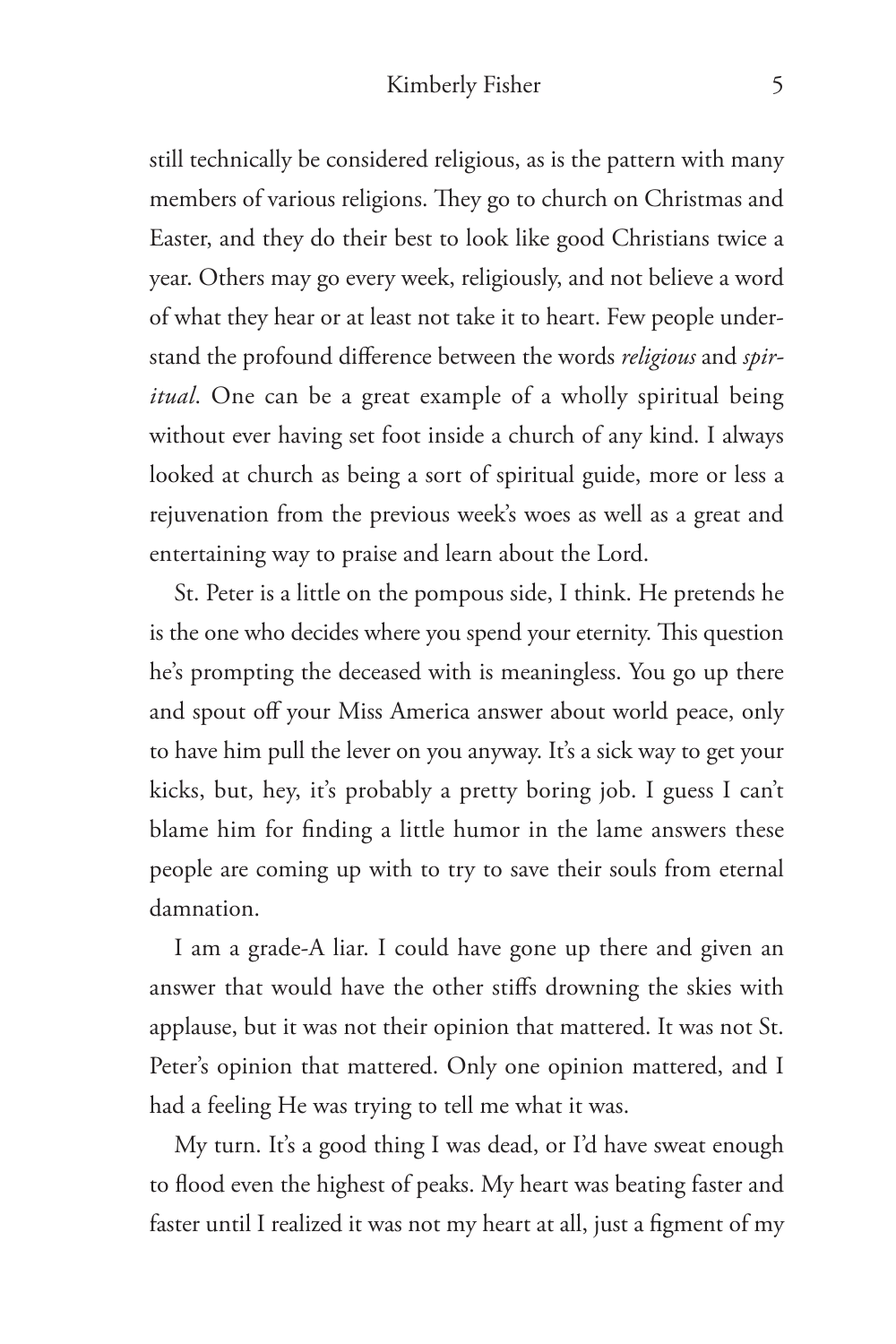still technically be considered religious, as is the pattern with many members of various religions. They go to church on Christmas and Easter, and they do their best to look like good Christians twice a year. Others may go every week, religiously, and not believe a word of what they hear or at least not take it to heart. Few people understand the profound difference between the words *religious* and *spiritual*. One can be a great example of a wholly spiritual being without ever having set foot inside a church of any kind. I always looked at church as being a sort of spiritual guide, more or less a rejuvenation from the previous week's woes as well as a great and entertaining way to praise and learn about the Lord.

St. Peter is a little on the pompous side, I think. He pretends he is the one who decides where you spend your eternity. This question he's prompting the deceased with is meaningless. You go up there and spout off your Miss America answer about world peace, only to have him pull the lever on you anyway. It's a sick way to get your kicks, but, hey, it's probably a pretty boring job. I guess I can't blame him for finding a little humor in the lame answers these people are coming up with to try to save their souls from eternal damnation.

I am a grade-A liar. I could have gone up there and given an answer that would have the other stiffs drowning the skies with applause, but it was not their opinion that mattered. It was not St. Peter's opinion that mattered. Only one opinion mattered, and I had a feeling He was trying to tell me what it was.

My turn. It's a good thing I was dead, or I'd have sweat enough to flood even the highest of peaks. My heart was beating faster and faster until I realized it was not my heart at all, just a figment of my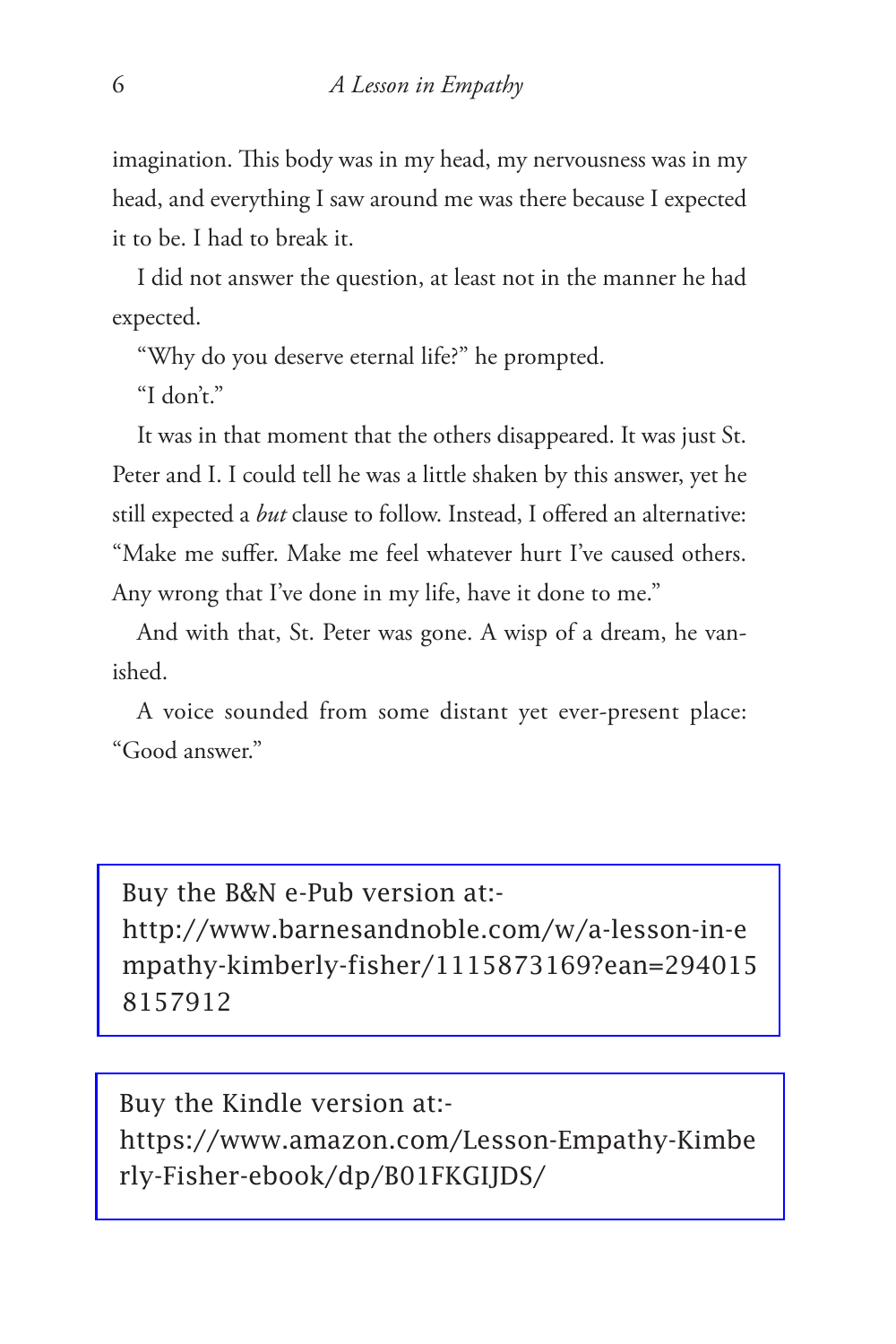imagination. This body was in my head, my nervousness was in my head, and everything I saw around me was there because I expected it to be. I had to break it.

I did not answer the question, at least not in the manner he had expected.

"Why do you deserve eternal life?" he prompted.

"I don't."

It was in that moment that the others disappeared. It was just St. Peter and I. I could tell he was a little shaken by this answer, yet he still expected a *but* clause to follow. Instead, I offered an alternative: "Make me suffer. Make me feel whatever hurt I've caused others. Any wrong that I've done in my life, have it done to me."

And with that, St. Peter was gone. A wisp of a dream, he vanished.

A voice sounded from some distant yet ever-present place: "Good answer."

Buy the B&N e-Pub version at:- http://www.barnesandnoble.com/w/a-lesson-in-empathy-kimberly-fisher/1115873169?ean=2940158157912

Buy the Kindle version at:- https://www.amazon.com/Lesson-Empathy-Kimberly-Fisher-ebook/dp/B01FKGIJDS/